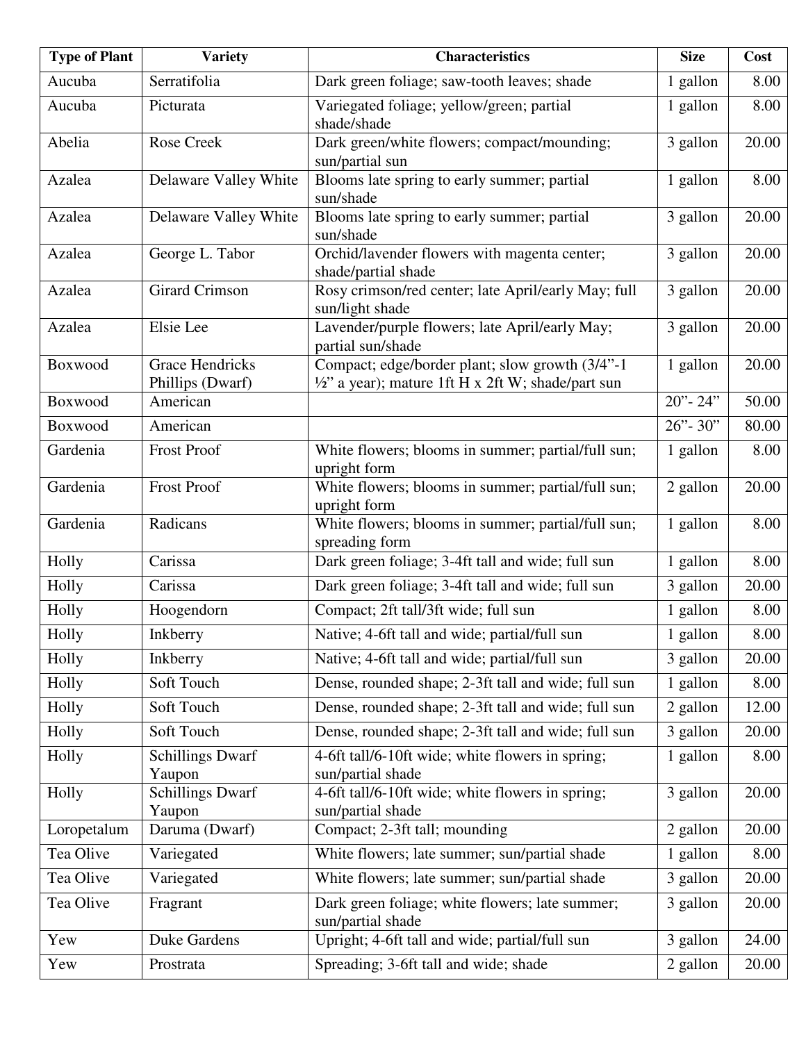| Type of Plant | Variety | Characteristics | Size | Cost |
| --- | --- | --- | --- | --- |
| Aucuba | Serratifolia | Dark green foliage; saw-tooth leaves; shade | 1 gallon | 8.00 |
| Aucuba | Picturata | Variegated foliage; yellow/green; partial shade/shade | 1 gallon | 8.00 |
| Abelia | Rose Creek | Dark green/white flowers; compact/mounding; sun/partial sun | 3 gallon | 20.00 |
| Azalea | Delaware Valley White | Blooms late spring to early summer; partial sun/shade | 1 gallon | 8.00 |
| Azalea | Delaware Valley White | Blooms late spring to early summer; partial sun/shade | 3 gallon | 20.00 |
| Azalea | George L. Tabor | Orchid/lavender flowers with magenta center; shade/partial shade | 3 gallon | 20.00 |
| Azalea | Girard Crimson | Rosy crimson/red center; late April/early May; full sun/light shade | 3 gallon | 20.00 |
| Azalea | Elsie Lee | Lavender/purple flowers; late April/early May; partial sun/shade | 3 gallon | 20.00 |
| Boxwood | Grace Hendricks Phillips (Dwarf) | Compact; edge/border plant; slow growth (3/4"-1 ½" a year); mature 1ft H x 2ft W; shade/part sun | 1 gallon | 20.00 |
| Boxwood | American | | 20"- 24" | 50.00 |
| Boxwood | American | | 26"- 30" | 80.00 |
| Gardenia | Frost Proof | White flowers; blooms in summer; partial/full sun; upright form | 1 gallon | 8.00 |
| Gardenia | Frost Proof | White flowers; blooms in summer; partial/full sun; upright form | 2 gallon | 20.00 |
| Gardenia | Radicans | White flowers; blooms in summer; partial/full sun; spreading form | 1 gallon | 8.00 |
| Holly | Carissa | Dark green foliage; 3-4ft tall and wide; full sun | 1 gallon | 8.00 |
| Holly | Carissa | Dark green foliage; 3-4ft tall and wide; full sun | 3 gallon | 20.00 |
| Holly | Hoogendorn | Compact; 2ft tall/3ft wide; full sun | 1 gallon | 8.00 |
| Holly | Inkberry | Native; 4-6ft tall and wide; partial/full sun | 1 gallon | 8.00 |
| Holly | Inkberry | Native; 4-6ft tall and wide; partial/full sun | 3 gallon | 20.00 |
| Holly | Soft Touch | Dense, rounded shape; 2-3ft tall and wide; full sun | 1 gallon | 8.00 |
| Holly | Soft Touch | Dense, rounded shape; 2-3ft tall and wide; full sun | 2 gallon | 12.00 |
| Holly | Soft Touch | Dense, rounded shape; 2-3ft tall and wide; full sun | 3 gallon | 20.00 |
| Holly | Schillings Dwarf Yaupon | 4-6ft tall/6-10ft wide; white flowers in spring; sun/partial shade | 1 gallon | 8.00 |
| Holly | Schillings Dwarf Yaupon | 4-6ft tall/6-10ft wide; white flowers in spring; sun/partial shade | 3 gallon | 20.00 |
| Loropetalum | Daruma (Dwarf) | Compact; 2-3ft tall; mounding | 2 gallon | 20.00 |
| Tea Olive | Variegated | White flowers; late summer; sun/partial shade | 1 gallon | 8.00 |
| Tea Olive | Variegated | White flowers; late summer; sun/partial shade | 3 gallon | 20.00 |
| Tea Olive | Fragrant | Dark green foliage; white flowers; late summer; sun/partial shade | 3 gallon | 20.00 |
| Yew | Duke Gardens | Upright; 4-6ft tall and wide; partial/full sun | 3 gallon | 24.00 |
| Yew | Prostrata | Spreading; 3-6ft tall and wide; shade | 2 gallon | 20.00 |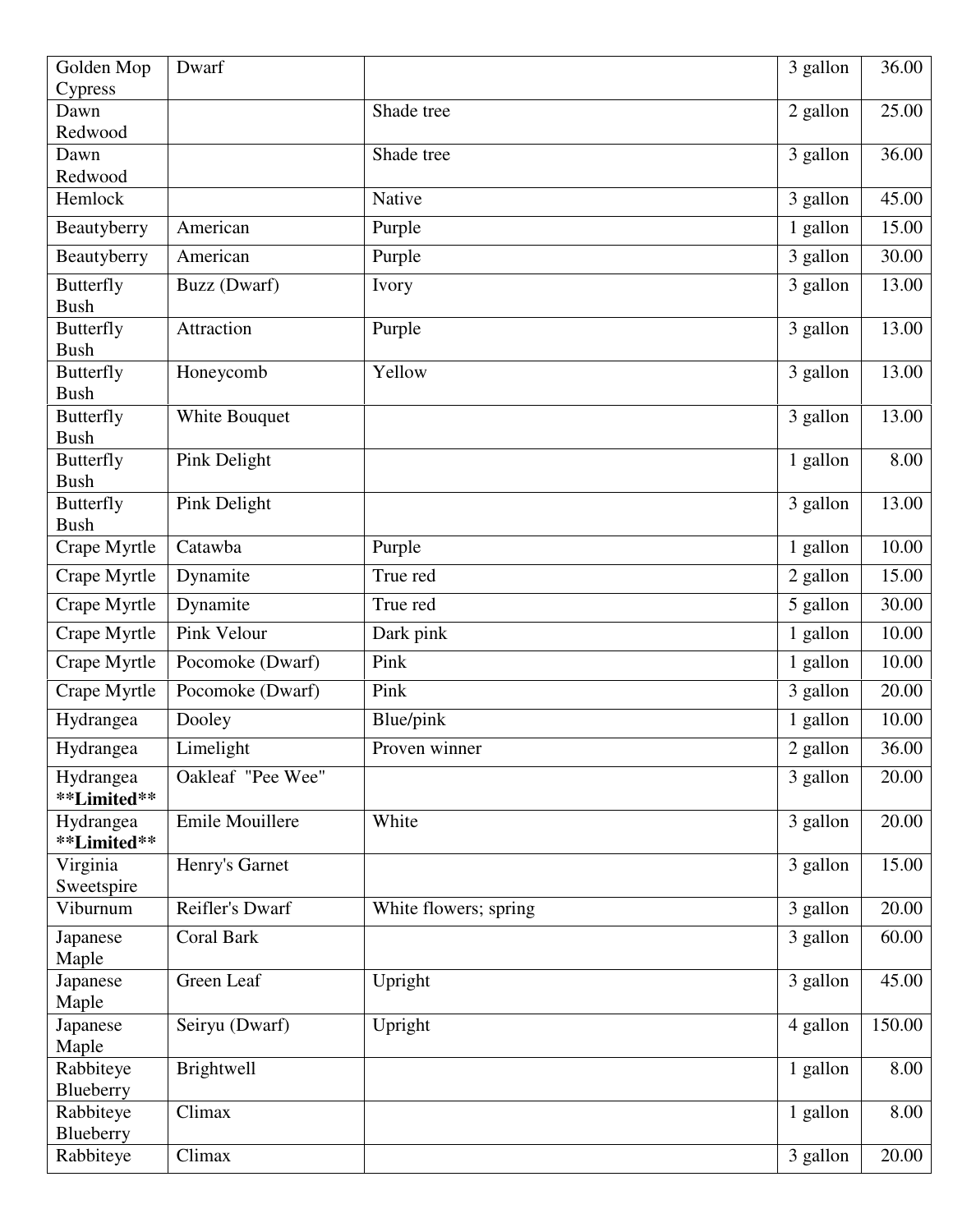| | | | | |
|---|---|---|---|---|
| Golden Mop Cypress | Dwarf | | 3 gallon | 36.00 |
| Dawn Redwood | | Shade tree | 2 gallon | 25.00 |
| Dawn Redwood | | Shade tree | 3 gallon | 36.00 |
| Hemlock | | Native | 3 gallon | 45.00 |
| Beautyberry | American | Purple | 1 gallon | 15.00 |
| Beautyberry | American | Purple | 3 gallon | 30.00 |
| Butterfly Bush | Buzz (Dwarf) | Ivory | 3 gallon | 13.00 |
| Butterfly Bush | Attraction | Purple | 3 gallon | 13.00 |
| Butterfly Bush | Honeycomb | Yellow | 3 gallon | 13.00 |
| Butterfly Bush | White Bouquet | | 3 gallon | 13.00 |
| Butterfly Bush | Pink Delight | | 1 gallon | 8.00 |
| Butterfly Bush | Pink Delight | | 3 gallon | 13.00 |
| Crape Myrtle | Catawba | Purple | 1 gallon | 10.00 |
| Crape Myrtle | Dynamite | True red | 2 gallon | 15.00 |
| Crape Myrtle | Dynamite | True red | 5 gallon | 30.00 |
| Crape Myrtle | Pink Velour | Dark pink | 1 gallon | 10.00 |
| Crape Myrtle | Pocomoke (Dwarf) | Pink | 1 gallon | 10.00 |
| Crape Myrtle | Pocomoke (Dwarf) | Pink | 3 gallon | 20.00 |
| Hydrangea | Dooley | Blue/pink | 1 gallon | 10.00 |
| Hydrangea | Limelight | Proven winner | 2 gallon | 36.00 |
| Hydrangea **Limited** | Oakleaf "Pee Wee" | | 3 gallon | 20.00 |
| Hydrangea **Limited** | Emile Mouillere | White | 3 gallon | 20.00 |
| Virginia Sweetspire | Henry's Garnet | | 3 gallon | 15.00 |
| Viburnum | Reifler's Dwarf | White flowers; spring | 3 gallon | 20.00 |
| Japanese Maple | Coral Bark | | 3 gallon | 60.00 |
| Japanese Maple | Green Leaf | Upright | 3 gallon | 45.00 |
| Japanese Maple | Seiryu (Dwarf) | Upright | 4 gallon | 150.00 |
| Rabbiteye Blueberry | Brightwell | | 1 gallon | 8.00 |
| Rabbiteye Blueberry | Climax | | 1 gallon | 8.00 |
| Rabbiteye | Climax | | 3 gallon | 20.00 |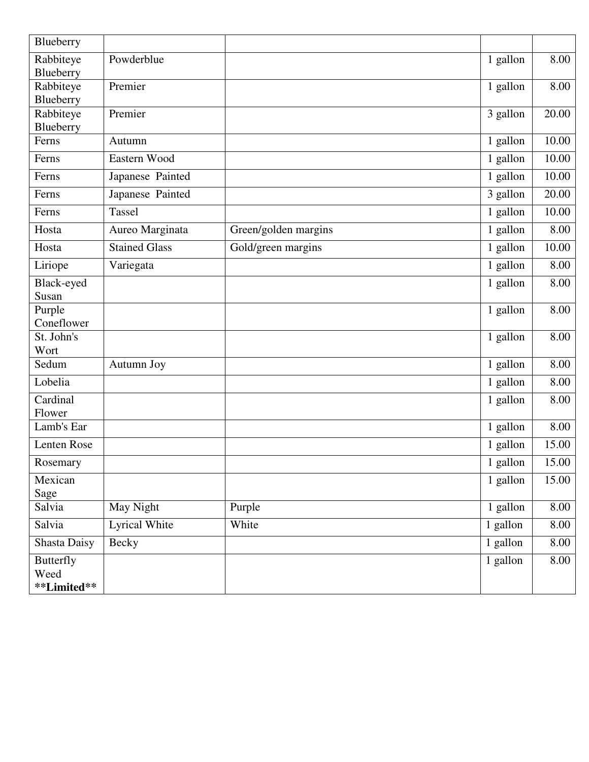| Blueberry | | | | |
|---|---|---|---|---|
| Rabbiteye Blueberry | Powderblue | | 1 gallon | 8.00 |
| Rabbiteye Blueberry | Premier | | 1 gallon | 8.00 |
| Rabbiteye Blueberry | Premier | | 3 gallon | 20.00 |
| Ferns | Autumn | | 1 gallon | 10.00 |
| Ferns | Eastern Wood | | 1 gallon | 10.00 |
| Ferns | Japanese Painted | | 1 gallon | 10.00 |
| Ferns | Japanese Painted | | 3 gallon | 20.00 |
| Ferns | Tassel | | 1 gallon | 10.00 |
| Hosta | Aureo Marginata | Green/golden margins | 1 gallon | 8.00 |
| Hosta | Stained Glass | Gold/green margins | 1 gallon | 10.00 |
| Liriope | Variegata | | 1 gallon | 8.00 |
| Black-eyed Susan | | | 1 gallon | 8.00 |
| Purple Coneflower | | | 1 gallon | 8.00 |
| St. John's Wort | | | 1 gallon | 8.00 |
| Sedum | Autumn Joy | | 1 gallon | 8.00 |
| Lobelia | | | 1 gallon | 8.00 |
| Cardinal Flower | | | 1 gallon | 8.00 |
| Lamb's Ear | | | 1 gallon | 8.00 |
| Lenten Rose | | | 1 gallon | 15.00 |
| Rosemary | | | 1 gallon | 15.00 |
| Mexican Sage | | | 1 gallon | 15.00 |
| Salvia | May Night | Purple | 1 gallon | 8.00 |
| Salvia | Lyrical White | White | 1 gallon | 8.00 |
| Shasta Daisy | Becky | | 1 gallon | 8.00 |
| Butterfly Weed **Limited** | | | 1 gallon | 8.00 |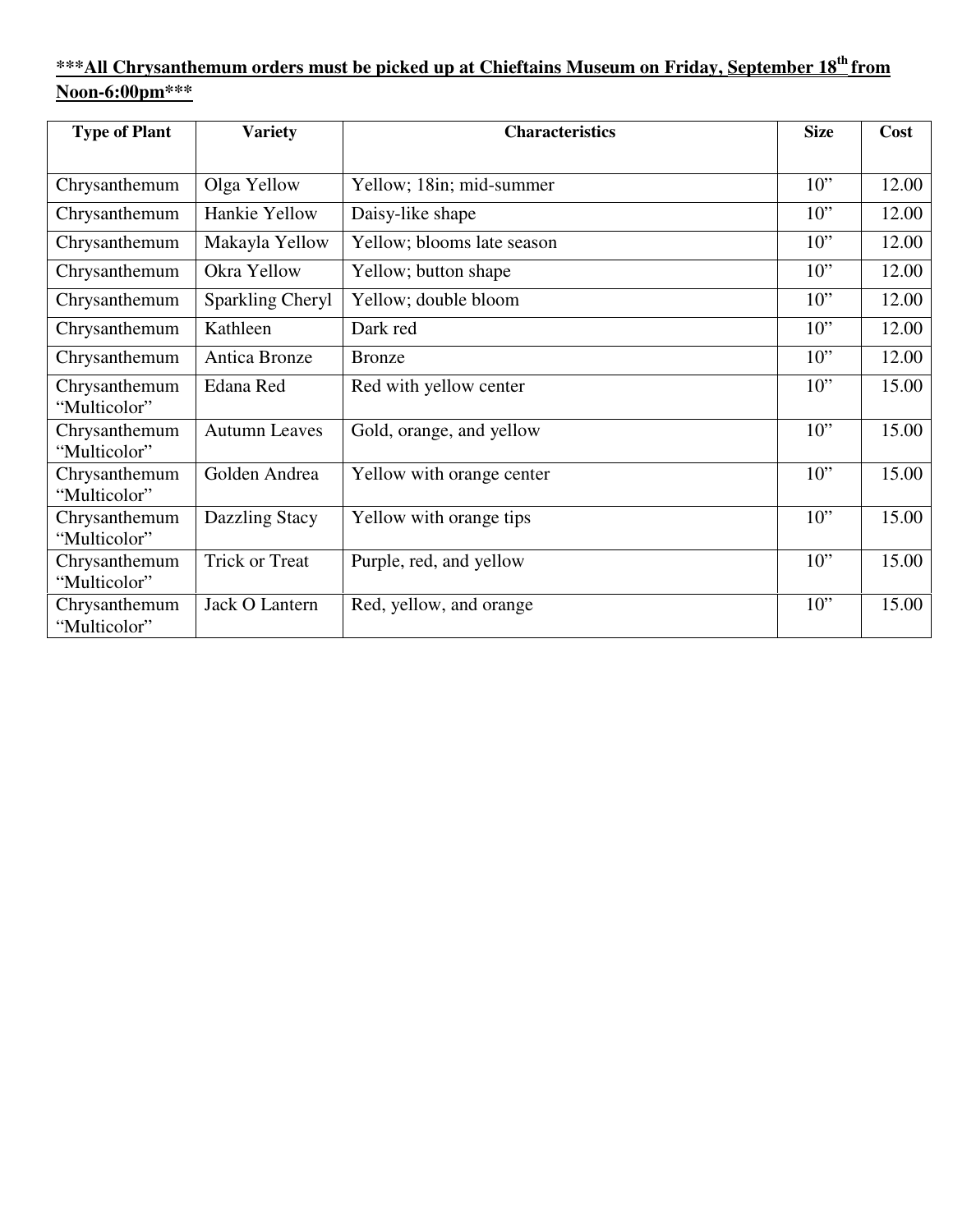**\*\*\*All Chrysanthemum orders must be picked up at Chieftains Museum on Friday, September 18th from Noon-6:00pm\*\*\***

| Type of Plant | Variety | Characteristics | Size | Cost |
|---|---|---|---|---|
| Chrysanthemum | Olga Yellow | Yellow; 18in; mid-summer | 10” | 12.00 |
| Chrysanthemum | Hankie Yellow | Daisy-like shape | 10” | 12.00 |
| Chrysanthemum | Makayla Yellow | Yellow; blooms late season | 10” | 12.00 |
| Chrysanthemum | Okra Yellow | Yellow; button shape | 10” | 12.00 |
| Chrysanthemum | Sparkling Cheryl | Yellow; double bloom | 10” | 12.00 |
| Chrysanthemum | Kathleen | Dark red | 10” | 12.00 |
| Chrysanthemum | Antica Bronze | Bronze | 10” | 12.00 |
| Chrysanthemum “Multicolor” | Edana Red | Red with yellow center | 10” | 15.00 |
| Chrysanthemum “Multicolor” | Autumn Leaves | Gold, orange, and yellow | 10” | 15.00 |
| Chrysanthemum “Multicolor” | Golden Andrea | Yellow with orange center | 10” | 15.00 |
| Chrysanthemum “Multicolor” | Dazzling Stacy | Yellow with orange tips | 10” | 15.00 |
| Chrysanthemum “Multicolor” | Trick or Treat | Purple, red, and yellow | 10” | 15.00 |
| Chrysanthemum “Multicolor” | Jack O Lantern | Red, yellow, and orange | 10” | 15.00 |